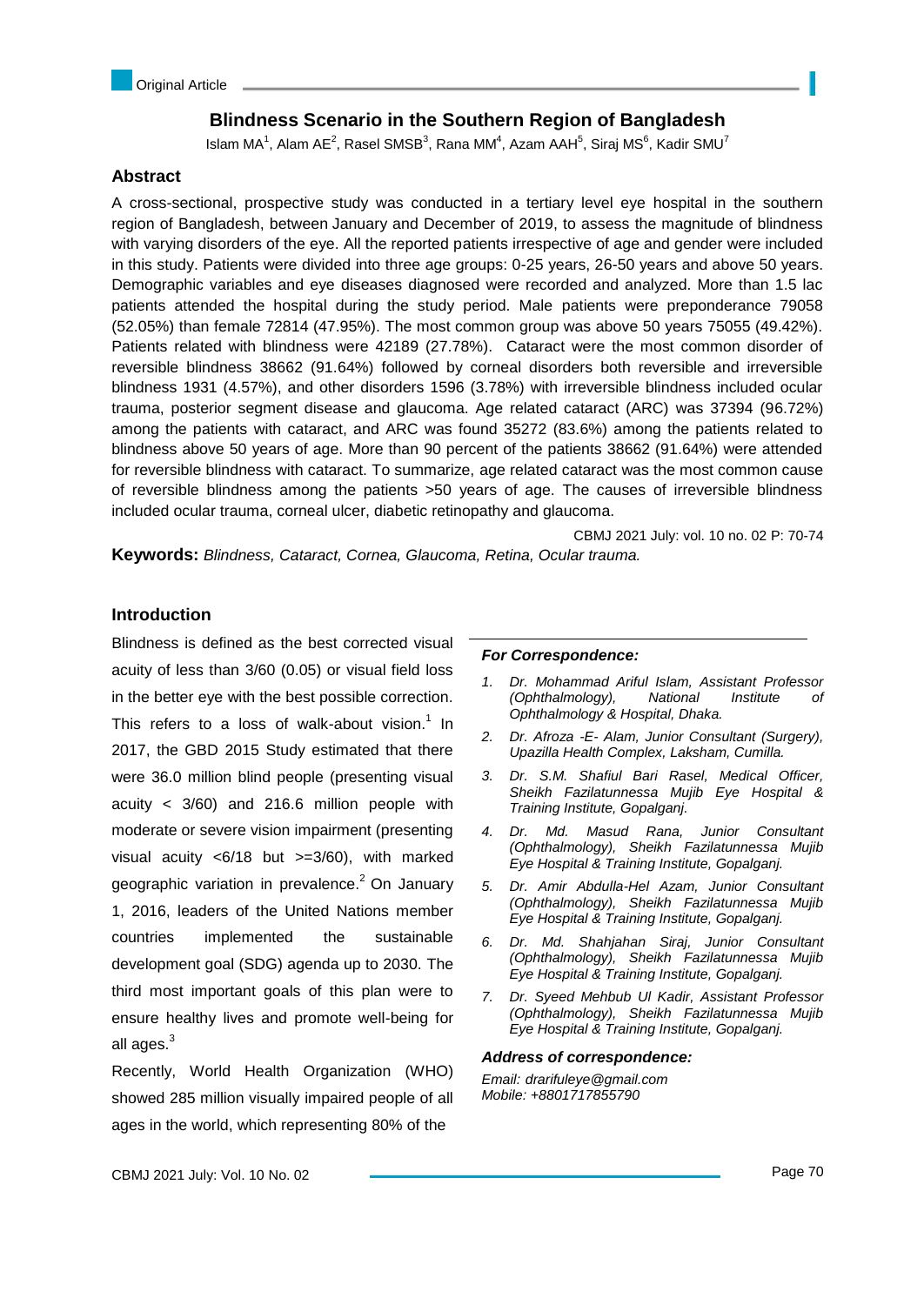Original Article

# Blindness Scenario in the Southern Region of Bangladesh

Islam MA[1], Alam AE[2], Rasel SMSB[3], Rana MM[4], Azam AAH[5], Siraj MS[6], Kadir SMU[7]

## Abstract

A cross-sectional, prospective study was conducted in a tertiary level eye hospital in the southern region of Bangladesh, between January and December of 2019, to assess the magnitude of blindness with varying disorders of the eye. All the reported patients irrespective of age and gender were included in this study. Patients were divided into three age groups: 0-25 years, 26-50 years and above 50 years. Demographic variables and eye diseases diagnosed were recorded and analyzed. More than 1.5 lac patients attended the hospital during the study period. Male patients were preponderance 79058 (52.05%) than female 72814 (47.95%). The most common group was above 50 years 75055 (49.42%). Patients related with blindness were 42189 (27.78%). Cataract were the most common disorder of reversible blindness 38662 (91.64%) followed by corneal disorders both reversible and irreversible blindness 1931 (4.57%), and other disorders 1596 (3.78%) with irreversible blindness included ocular trauma, posterior segment disease and glaucoma. Age related cataract (ARC) was 37394 (96.72%) among the patients with cataract, and ARC was found 35272 (83.6%) among the patients related to blindness above 50 years of age. More than 90 percent of the patients 38662 (91.64%) were attended for reversible blindness with cataract. To summarize, age related cataract was the most common cause of reversible blindness among the patients >50 years of age. The causes of irreversible blindness included ocular trauma, corneal ulcer, diabetic retinopathy and glaucoma.

CBMJ 2021 July: vol. 10 no. 02 P: 70-74

**Keywords:** *Blindness, Cataract, Cornea, Glaucoma, Retina, Ocular trauma.*

## Introduction

Blindness is defined as the best corrected visual acuity of less than 3/60 (0.05) or visual field loss in the better eye with the best possible correction. This refers to a loss of walk-about vision.[1] In 2017, the GBD 2015 Study estimated that there were 36.0 million blind people (presenting visual acuity < 3/60) and 216.6 million people with moderate or severe vision impairment (presenting visual acuity <6/18 but >=3/60), with marked geographic variation in prevalence.[2] On January 1, 2016, leaders of the United Nations member countries implemented the sustainable development goal (SDG) agenda up to 2030. The third most important goals of this plan were to ensure healthy lives and promote well-being for all ages.[3]

Recently, World Health Organization (WHO) showed 285 million visually impaired people of all ages in the world, which representing 80% of the

***For Correspondence:***

1. *Dr. Mohammad Ariful Islam, Assistant Professor (Ophthalmology), National Institute of Ophthalmology & Hospital, Dhaka.*
2. *Dr. Afroza -E- Alam, Junior Consultant (Surgery), Upazila Health Complex, Laksham, Cumilla.*
3. *Dr. S.M. Shafiul Bari Rasel, Medical Officer, Sheikh Fazilatunnessa Mujib Eye Hospital & Training Institute, Gopalganj.*
4. *Dr. Md. Masud Rana, Junior Consultant (Ophthalmology), Sheikh Fazilatunnessa Mujib Eye Hospital & Training Institute, Gopalganj.*
5. *Dr. Amir Abdulla-Hel Azam, Junior Consultant (Ophthalmology), Sheikh Fazilatunnessa Mujib Eye Hospital & Training Institute, Gopalganj.*
6. *Dr. Md. Shahjahan Siraj, Junior Consultant (Ophthalmology), Sheikh Fazilatunnessa Mujib Eye Hospital & Training Institute, Gopalganj.*
7. *Dr. Syeed Mehbub Ul Kadir, Assistant Professor (Ophthalmology), Sheikh Fazilatunnessa Mujib Eye Hospital & Training Institute, Gopalganj.*

***Address of correspondence:***

*Email: drarifuleye@gmail.com*
*Mobile: +8801717855790*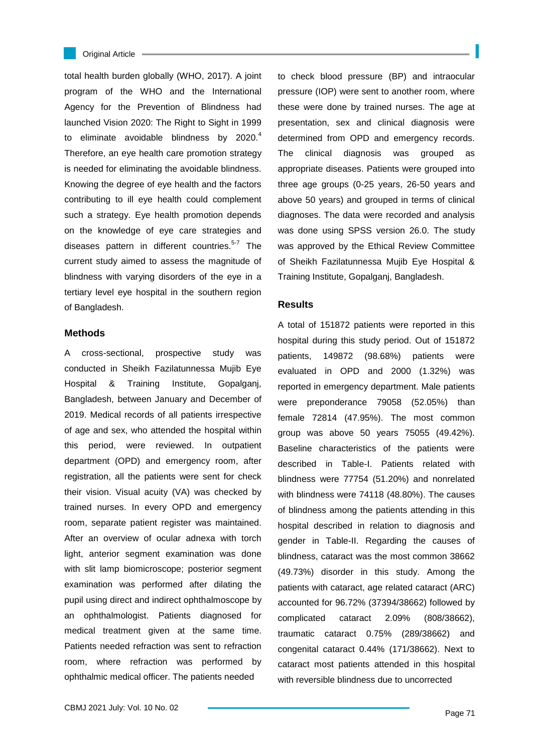total health burden globally (WHO, 2017). A joint program of the WHO and the International Agency for the Prevention of Blindness had launched Vision 2020: The Right to Sight in 1999 to eliminate avoidable blindness by 2020.[4] Therefore, an eye health care promotion strategy is needed for eliminating the avoidable blindness. Knowing the degree of eye health and the factors contributing to ill eye health could complement such a strategy. Eye health promotion depends on the knowledge of eye care strategies and diseases pattern in different countries.[5-7] The current study aimed to assess the magnitude of blindness with varying disorders of the eye in a tertiary level eye hospital in the southern region of Bangladesh.

## Methods

A cross-sectional, prospective study was conducted in Sheikh Fazilatunnessa Mujib Eye Hospital & Training Institute, Gopalganj, Bangladesh, between January and December of 2019. Medical records of all patients irrespective of age and sex, who attended the hospital within this period, were reviewed. In outpatient department (OPD) and emergency room, after registration, all the patients were sent for check their vision. Visual acuity (VA) was checked by trained nurses. In every OPD and emergency room, separate patient register was maintained. After an overview of ocular adnexa with torch light, anterior segment examination was done with slit lamp biomicroscope; posterior segment examination was performed after dilating the pupil using direct and indirect ophthalmoscope by an ophthalmologist. Patients diagnosed for medical treatment given at the same time. Patients needed refraction was sent to refraction room, where refraction was performed by ophthalmic medical officer. The patients needed to check blood pressure (BP) and intraocular pressure (IOP) were sent to another room, where these were done by trained nurses. The age at presentation, sex and clinical diagnosis were determined from OPD and emergency records. The clinical diagnosis was grouped as appropriate diseases. Patients were grouped into three age groups (0-25 years, 26-50 years and above 50 years) and grouped in terms of clinical diagnoses. The data were recorded and analysis was done using SPSS version 26.0. The study was approved by the Ethical Review Committee of Sheikh Fazilatunnessa Mujib Eye Hospital & Training Institute, Gopalganj, Bangladesh.

## Results

A total of 151872 patients were reported in this hospital during this study period. Out of 151872 patients, 149872 (98.68%) patients were evaluated in OPD and 2000 (1.32%) was reported in emergency department. Male patients were preponderance 79058 (52.05%) than female 72814 (47.95%). The most common group was above 50 years 75055 (49.42%). Baseline characteristics of the patients were described in Table-I. Patients related with blindness were 77754 (51.20%) and nonrelated with blindness were 74118 (48.80%). The causes of blindness among the patients attending in this hospital described in relation to diagnosis and gender in Table-II. Regarding the causes of blindness, cataract was the most common 38662 (49.73%) disorder in this study. Among the patients with cataract, age related cataract (ARC) accounted for 96.72% (37394/38662) followed by complicated cataract 2.09% (808/38662), traumatic cataract 0.75% (289/38662) and congenital cataract 0.44% (171/38662). Next to cataract most patients attended in this hospital with reversible blindness due to uncorrected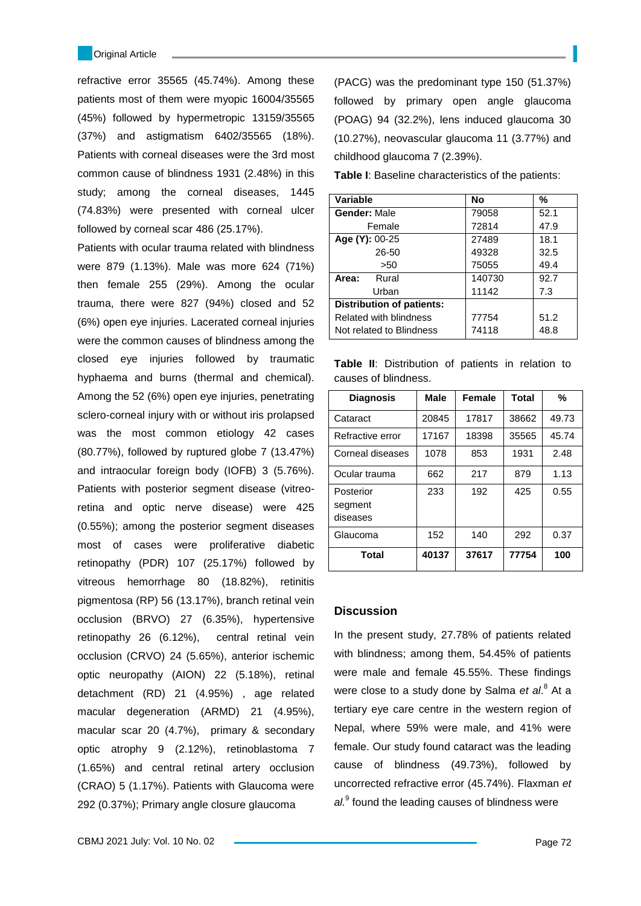refractive error 35565 (45.74%). Among these patients most of them were myopic 16004/35565 (45%) followed by hypermetropic 13159/35565 (37%) and astigmatism 6402/35565 (18%). Patients with corneal diseases were the 3rd most common cause of blindness 1931 (2.48%) in this study; among the corneal diseases, 1445 (74.83%) were presented with corneal ulcer followed by corneal scar 486 (25.17%).

Patients with ocular trauma related with blindness were 879 (1.13%). Male was more 624 (71%) then female 255 (29%). Among the ocular trauma, there were 827 (94%) closed and 52 (6%) open eye injuries. Lacerated corneal injuries were the common causes of blindness among the closed eye injuries followed by traumatic hyphaema and burns (thermal and chemical). Among the 52 (6%) open eye injuries, penetrating sclero-corneal injury with or without iris prolapsed was the most common etiology 42 cases (80.77%), followed by ruptured globe 7 (13.47%) and intraocular foreign body (IOFB) 3 (5.76%). Patients with posterior segment disease (vitreo-retina and optic nerve disease) were 425 (0.55%); among the posterior segment diseases most of cases were proliferative diabetic retinopathy (PDR) 107 (25.17%) followed by vitreous hemorrhage 80 (18.82%), retinitis pigmentosa (RP) 56 (13.17%), branch retinal vein occlusion (BRVO) 27 (6.35%), hypertensive retinopathy 26 (6.12%), central retinal vein occlusion (CRVO) 24 (5.65%), anterior ischemic optic neuropathy (AION) 22 (5.18%), retinal detachment (RD) 21 (4.95%) , age related macular degeneration (ARMD) 21 (4.95%), macular scar 20 (4.7%), primary & secondary optic atrophy 9 (2.12%), retinoblastoma 7 (1.65%) and central retinal artery occlusion (CRAO) 5 (1.17%). Patients with Glaucoma were 292 (0.37%); Primary angle closure glaucoma (PACG) was the predominant type 150 (51.37%) followed by primary open angle glaucoma (POAG) 94 (32.2%), lens induced glaucoma 30 (10.27%), neovascular glaucoma 11 (3.77%) and childhood glaucoma 7 (2.39%).

**Table I**: Baseline characteristics of the patients:

| Variable | No | % |
|---|---|---|
| **Gender:** Male | 79058 | 52.1 |
| Female | 72814 | 47.9 |
| **Age (Y):** 00-25 | 27489 | 18.1 |
| 26-50 | 49328 | 32.5 |
| >50 | 75055 | 49.4 |
| **Area:** Rural | 140730 | 92.7 |
| Urban | 11142 | 7.3 |
| **Distribution of patients:** | | |
| Related with blindness | 77754 | 51.2 |
| Not related to Blindness | 74118 | 48.8 |

**Table II**: Distribution of patients in relation to causes of blindness.

| Diagnosis | Male | Female | Total | % |
|---|---|---|---|---|
| Cataract | 20845 | 17817 | 38662 | 49.73 |
| Refractive error | 17167 | 18398 | 35565 | 45.74 |
| Corneal diseases | 1078 | 853 | 1931 | 2.48 |
| Ocular trauma | 662 | 217 | 879 | 1.13 |
| Posterior segment diseases | 233 | 192 | 425 | 0.55 |
| Glaucoma | 152 | 140 | 292 | 0.37 |
| **Total** | **40137** | **37617** | **77754** | **100** |

## Discussion

In the present study, 27.78% of patients related with blindness; among them, 54.45% of patients were male and female 45.55%. These findings were close to a study done by Salma *et al*.[8] At a tertiary eye care centre in the western region of Nepal, where 59% were male, and 41% were female. Our study found cataract was the leading cause of blindness (49.73%), followed by uncorrected refractive error (45.74%). Flaxman *et al.*[9] found the leading causes of blindness were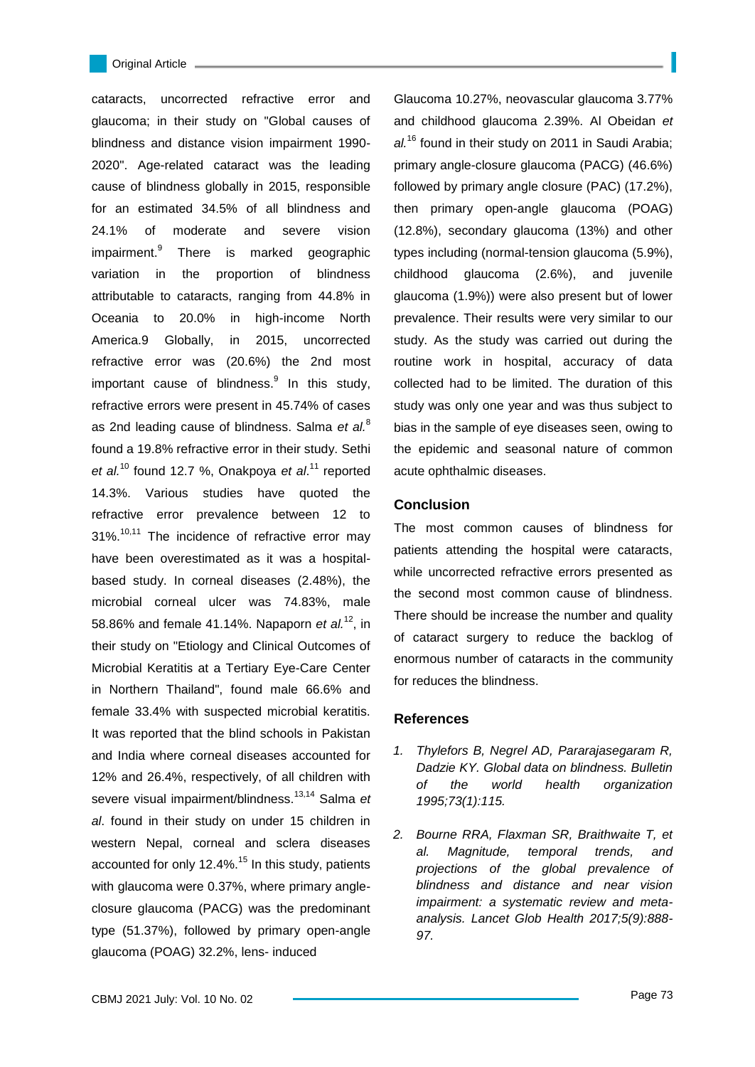cataracts, uncorrected refractive error and glaucoma; in their study on "Global causes of blindness and distance vision impairment 1990-2020". Age-related cataract was the leading cause of blindness globally in 2015, responsible for an estimated 34.5% of all blindness and 24.1% of moderate and severe vision impairment.[9] There is marked geographic variation in the proportion of blindness attributable to cataracts, ranging from 44.8% in Oceania to 20.0% in high-income North America.9 Globally, in 2015, uncorrected refractive error was (20.6%) the 2nd most important cause of blindness.[9] In this study, refractive errors were present in 45.74% of cases as 2nd leading cause of blindness. Salma *et al.*[8] found a 19.8% refractive error in their study. Sethi *et al.*[10] found 12.7 %, Onakpoya *et al*.[11] reported 14.3%. Various studies have quoted the refractive error prevalence between 12 to 31%.[10,11] The incidence of refractive error may have been overestimated as it was a hospital-based study. In corneal diseases (2.48%), the microbial corneal ulcer was 74.83%, male 58.86% and female 41.14%. Napaporn *et al.*[12], in their study on "Etiology and Clinical Outcomes of Microbial Keratitis at a Tertiary Eye-Care Center in Northern Thailand", found male 66.6% and female 33.4% with suspected microbial keratitis. It was reported that the blind schools in Pakistan and India where corneal diseases accounted for 12% and 26.4%, respectively, of all children with severe visual impairment/blindness.[13,14] Salma *et al*. found in their study on under 15 children in western Nepal, corneal and sclera diseases accounted for only 12.4%.[15] In this study, patients with glaucoma were 0.37%, where primary angle-closure glaucoma (PACG) was the predominant type (51.37%), followed by primary open-angle glaucoma (POAG) 32.2%, lens- induced Glaucoma 10.27%, neovascular glaucoma 3.77% and childhood glaucoma 2.39%. Al Obeidan *et al.*[16] found in their study on 2011 in Saudi Arabia; primary angle-closure glaucoma (PACG) (46.6%) followed by primary angle closure (PAC) (17.2%), then primary open-angle glaucoma (POAG) (12.8%), secondary glaucoma (13%) and other types including (normal-tension glaucoma (5.9%), childhood glaucoma (2.6%), and juvenile glaucoma (1.9%)) were also present but of lower prevalence. Their results were very similar to our study. As the study was carried out during the routine work in hospital, accuracy of data collected had to be limited. The duration of this study was only one year and was thus subject to bias in the sample of eye diseases seen, owing to the epidemic and seasonal nature of common acute ophthalmic diseases.

## Conclusion

The most common causes of blindness for patients attending the hospital were cataracts, while uncorrected refractive errors presented as the second most common cause of blindness. There should be increase the number and quality of cataract surgery to reduce the backlog of enormous number of cataracts in the community for reduces the blindness.

## References

1. *Thylefors B, Negrel AD, Pararajasegaram R, Dadzie KY. Global data on blindness. Bulletin of the world health organization 1995;73(1):115.*
2. *Bourne RRA, Flaxman SR, Braithwaite T, et al. Magnitude, temporal trends, and projections of the global prevalence of blindness and distance and near vision impairment: a systematic review and meta-analysis. Lancet Glob Health 2017;5(9):888-97.*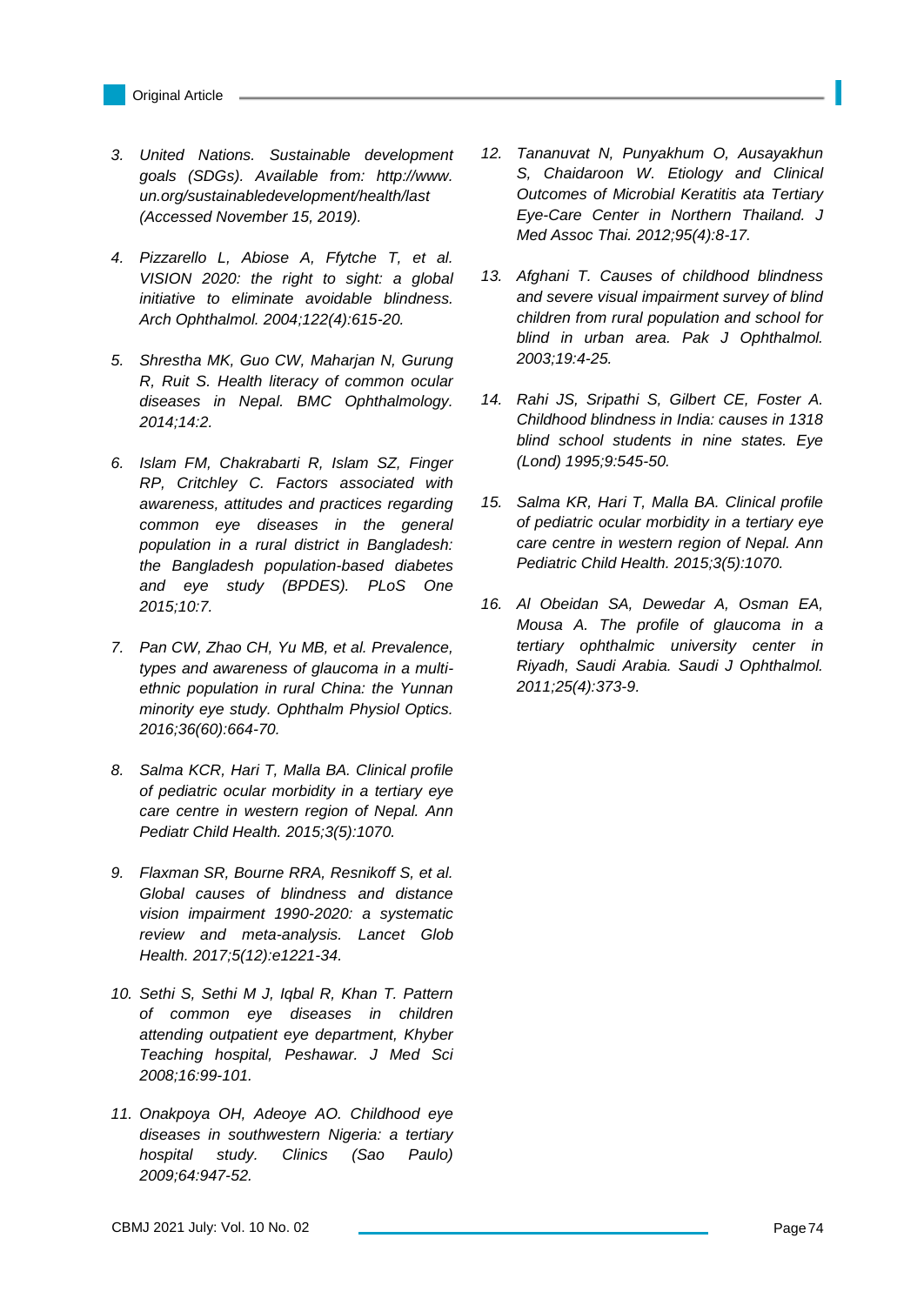3. *United Nations. Sustainable development goals (SDGs). Available from: http://www.un.org/sustainabledevelopment/health/last (Accessed November 15, 2019).*

4. *Pizzarello L, Abiose A, Ffytche T, et al. VISION 2020: the right to sight: a global initiative to eliminate avoidable blindness. Arch Ophthalmol. 2004;122(4):615-20.*

5. *Shrestha MK, Guo CW, Maharjan N, Gurung R, Ruit S. Health literacy of common ocular diseases in Nepal. BMC Ophthalmology. 2014;14:2.*

6. *Islam FM, Chakrabarti R, Islam SZ, Finger RP, Critchley C. Factors associated with awareness, attitudes and practices regarding common eye diseases in the general population in a rural district in Bangladesh: the Bangladesh population-based diabetes and eye study (BPDES). PLoS One 2015;10:7.*

7. *Pan CW, Zhao CH, Yu MB, et al. Prevalence, types and awareness of glaucoma in a multi-ethnic population in rural China: the Yunnan minority eye study. Ophthalm Physiol Optics. 2016;36(60):664-70.*

8. *Salma KCR, Hari T, Malla BA. Clinical profile of pediatric ocular morbidity in a tertiary eye care centre in western region of Nepal. Ann Pediatr Child Health. 2015;3(5):1070.*

9. *Flaxman SR, Bourne RRA, Resnikoff S, et al. Global causes of blindness and distance vision impairment 1990-2020: a systematic review and meta-analysis. Lancet Glob Health. 2017;5(12):e1221-34.*

10. *Sethi S, Sethi M J, Iqbal R, Khan T. Pattern of common eye diseases in children attending outpatient eye department, Khyber Teaching hospital, Peshawar. J Med Sci 2008;16:99-101.*

11. *Onakpoya OH, Adeoye AO. Childhood eye diseases in southwestern Nigeria: a tertiary hospital study. Clinics (Sao Paulo) 2009;64:947-52.*

12. *Tananuvat N, Punyakhum O, Ausayakhun S, Chaidaroon W. Etiology and Clinical Outcomes of Microbial Keratitis ata Tertiary Eye-Care Center in Northern Thailand. J Med Assoc Thai. 2012;95(4):8-17.*

13. *Afghani T. Causes of childhood blindness and severe visual impairment survey of blind children from rural population and school for blind in urban area. Pak J Ophthalmol. 2003;19:4-25.*

14. *Rahi JS, Sripathi S, Gilbert CE, Foster A. Childhood blindness in India: causes in 1318 blind school students in nine states. Eye (Lond) 1995;9:545-50.*

15. *Salma KR, Hari T, Malla BA. Clinical profile of pediatric ocular morbidity in a tertiary eye care centre in western region of Nepal. Ann Pediatric Child Health. 2015;3(5):1070.*

16. *Al Obeidan SA, Dewedar A, Osman EA, Mousa A. The profile of glaucoma in a tertiary ophthalmic university center in Riyadh, Saudi Arabia. Saudi J Ophthalmol. 2011;25(4):373-9.*